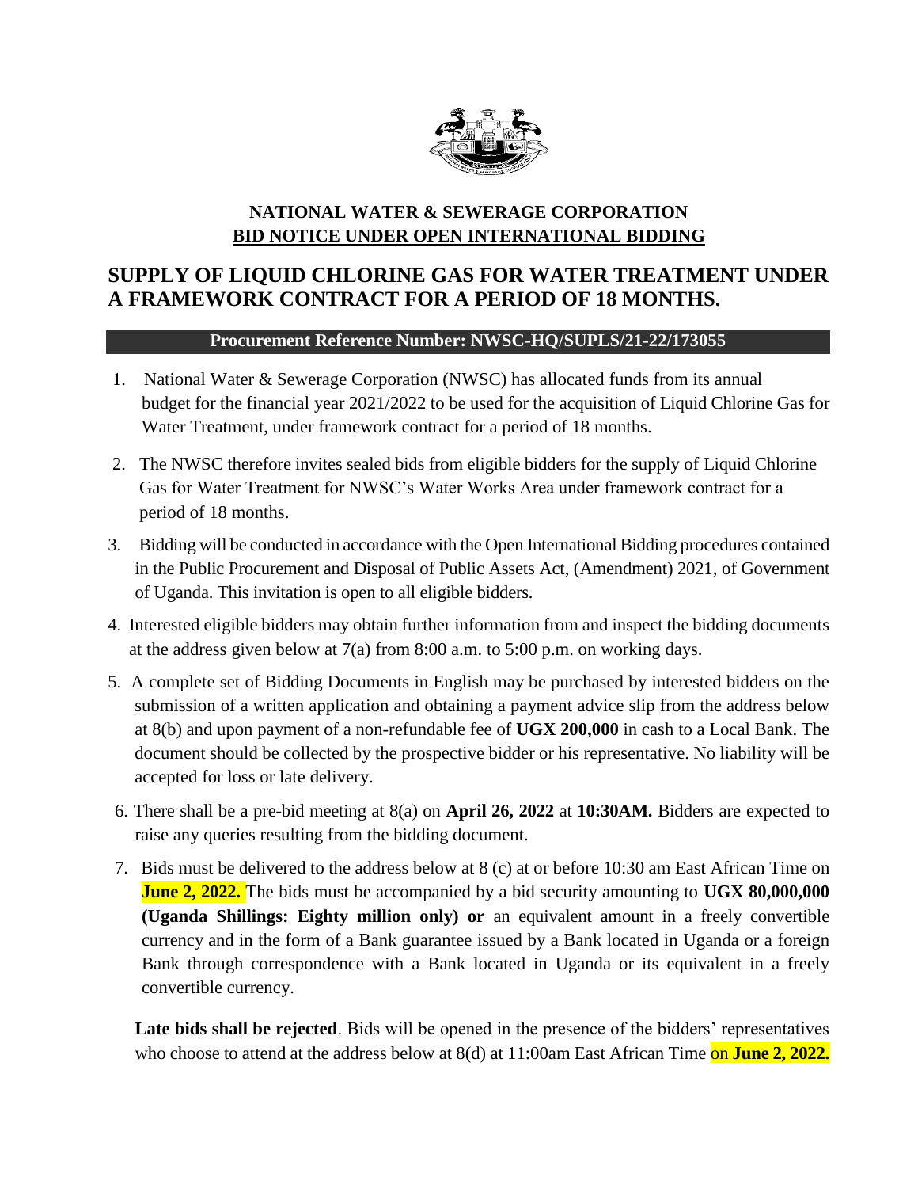**NATIONAL WATER & SEWERAGE CORPORATION**

**BID NOTICE UNDER OPEN INTERNATIONAL BIDDING**

# SUPPLY OF LIQUID CHLORINE GAS FOR WATER TREATMENT UNDER A FRAMEWORK CONTRACT FOR A PERIOD OF 18 MONTHS.

**Procurement Reference Number: NWSC-HQ/SUPLS/21-22/173055**

1. National Water & Sewerage Corporation (NWSC) has allocated funds from its annual budget for the financial year 2021/2022 to be used for the acquisition of Liquid Chlorine Gas for Water Treatment, under framework contract for a period of 18 months.

2. The NWSC therefore invites sealed bids from eligible bidders for the supply of Liquid Chlorine Gas for Water Treatment for NWSC's Water Works Area under framework contract for a period of 18 months.

3. Bidding will be conducted in accordance with the Open International Bidding procedures contained in the Public Procurement and Disposal of Public Assets Act, (Amendment) 2021, of Government of Uganda. This invitation is open to all eligible bidders.

4. Interested eligible bidders may obtain further information from and inspect the bidding documents at the address given below at 7(a) from 8:00 a.m. to 5:00 p.m. on working days.

5. A complete set of Bidding Documents in English may be purchased by interested bidders on the submission of a written application and obtaining a payment advice slip from the address below at 8(b) and upon payment of a non-refundable fee of **UGX 200,000** in cash to a Local Bank. The document should be collected by the prospective bidder or his representative. No liability will be accepted for loss or late delivery.

6. There shall be a pre-bid meeting at 8(a) on **April 26, 2022** at **10:30AM.** Bidders are expected to raise any queries resulting from the bidding document.

7. Bids must be delivered to the address below at 8 (c) at or before 10:30 am East African Time on **June 2, 2022.** The bids must be accompanied by a bid security amounting to **UGX 80,000,000 (Uganda Shillings: Eighty million only) or** an equivalent amount in a freely convertible currency and in the form of a Bank guarantee issued by a Bank located in Uganda or a foreign Bank through correspondence with a Bank located in Uganda or its equivalent in a freely convertible currency.

   **Late bids shall be rejected**. Bids will be opened in the presence of the bidders' representatives who choose to attend at the address below at 8(d) at 11:00am East African Time on **June 2, 2022.**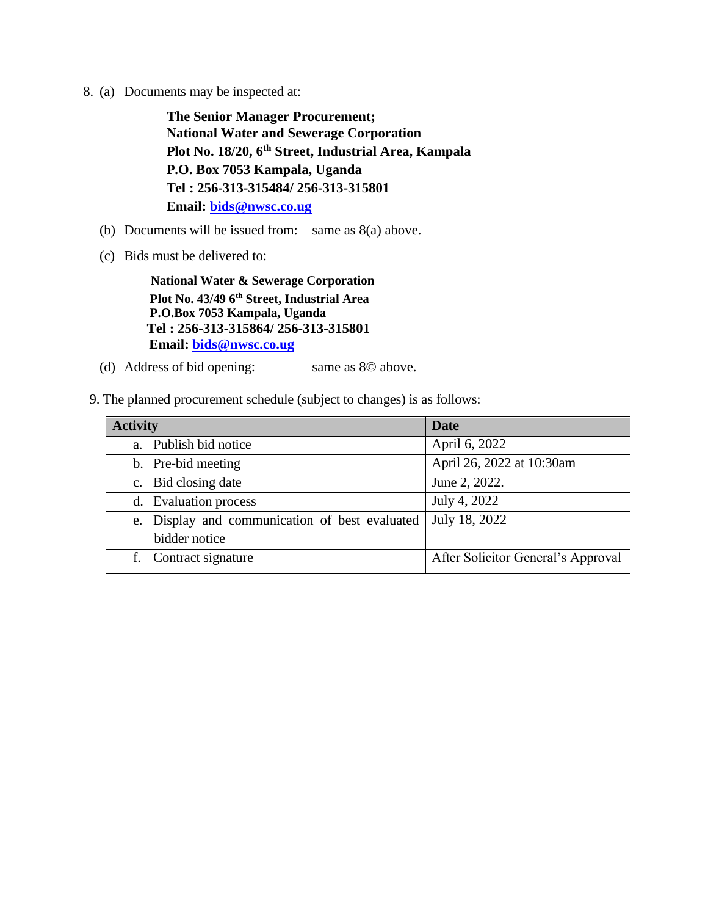8. (a) Documents may be inspected at:

    **The Senior Manager Procurement;**
    **National Water and Sewerage Corporation**
    **Plot No. 18/20, 6th Street, Industrial Area, Kampala**
    **P.O. Box 7053 Kampala, Uganda**
    **Tel : 256-313-315484/ 256-313-315801**
    **Email: bids@nwsc.co.ug**

   (b) Documents will be issued from: same as 8(a) above.

   (c) Bids must be delivered to:

    **National Water & Sewerage Corporation**
    **Plot No. 43/49 6th Street, Industrial Area**
    **P.O.Box 7053 Kampala, Uganda**
    **Tel : 256-313-315864/ 256-313-315801**
    **Email: bids@nwsc.co.ug**

   (d) Address of bid opening: same as 8© above.

9. The planned procurement schedule (subject to changes) is as follows:

| Activity | Date |
|---|---|
| a. Publish bid notice | April 6, 2022 |
| b. Pre-bid meeting | April 26, 2022 at 10:30am |
| c. Bid closing date | June 2, 2022. |
| d. Evaluation process | July 4, 2022 |
| e. Display and communication of best evaluated bidder notice | July 18, 2022 |
| f. Contract signature | After Solicitor General's Approval |